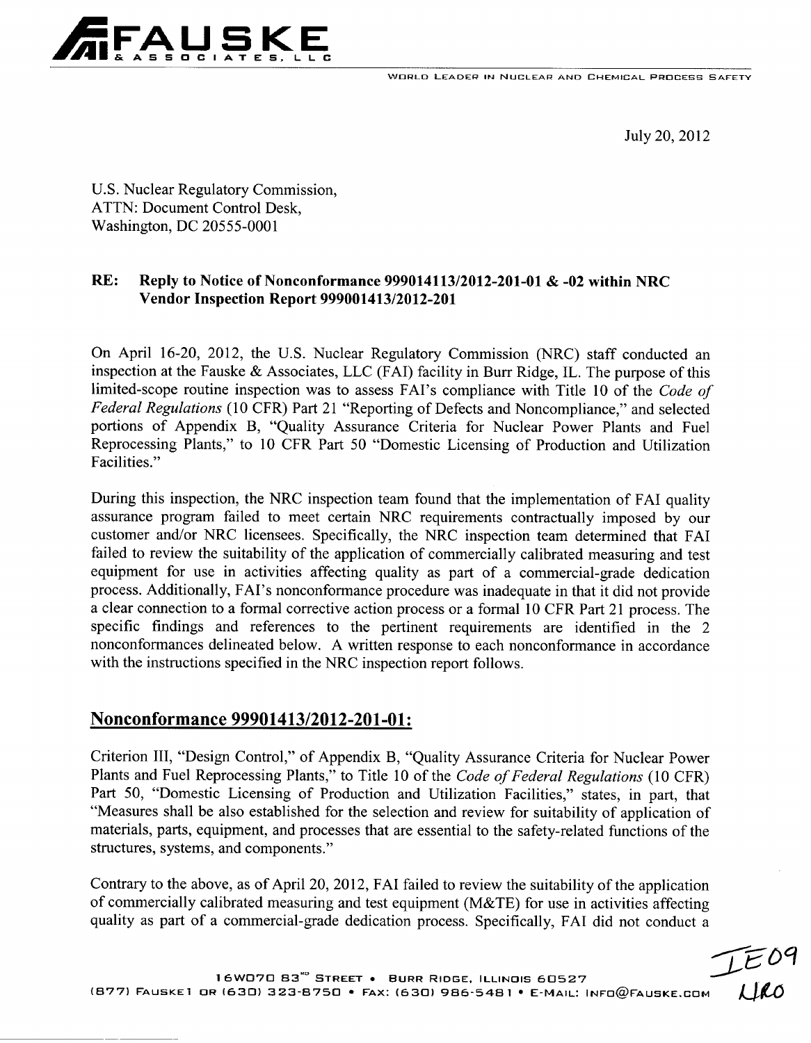# FAUSKE & ASSOCIATES, LLC

WORLD LEADER IN NUCLEAR AND CHEMICAL PROCESS SAFETY

July 20, 2012

U.S. Nuclear Regulatory Commission,
ATTN: Document Control Desk,
Washington, DC 20555-0001

**RE: Reply to Notice of Nonconformance 999014113/2012-201-01 & -02 within NRC Vendor Inspection Report 999001413/2012-201**

On April 16-20, 2012, the U.S. Nuclear Regulatory Commission (NRC) staff conducted an inspection at the Fauske & Associates, LLC (FAI) facility in Burr Ridge, IL. The purpose of this limited-scope routine inspection was to assess FAI's compliance with Title 10 of the *Code of Federal Regulations* (10 CFR) Part 21 "Reporting of Defects and Noncompliance," and selected portions of Appendix B, "Quality Assurance Criteria for Nuclear Power Plants and Fuel Reprocessing Plants," to 10 CFR Part 50 "Domestic Licensing of Production and Utilization Facilities."

During this inspection, the NRC inspection team found that the implementation of FAI quality assurance program failed to meet certain NRC requirements contractually imposed by our customer and/or NRC licensees. Specifically, the NRC inspection team determined that FAI failed to review the suitability of the application of commercially calibrated measuring and test equipment for use in activities affecting quality as part of a commercial-grade dedication process. Additionally, FAI's nonconformance procedure was inadequate in that it did not provide a clear connection to a formal corrective action process or a formal 10 CFR Part 21 process. The specific findings and references to the pertinent requirements are identified in the 2 nonconformances delineated below. A written response to each nonconformance in accordance with the instructions specified in the NRC inspection report follows.

## Nonconformance 99901413/2012-201-01:

Criterion III, "Design Control," of Appendix B, "Quality Assurance Criteria for Nuclear Power Plants and Fuel Reprocessing Plants," to Title 10 of the *Code of Federal Regulations* (10 CFR) Part 50, "Domestic Licensing of Production and Utilization Facilities," states, in part, that "Measures shall be also established for the selection and review for suitability of application of materials, parts, equipment, and processes that are essential to the safety-related functions of the structures, systems, and components."

Contrary to the above, as of April 20, 2012, FAI failed to review the suitability of the application of commercially calibrated measuring and test equipment (M&TE) for use in activities affecting quality as part of a commercial-grade dedication process. Specifically, FAI did not conduct a

16W070 83RD STREET • BURR RIDGE, ILLINOIS 60527
(877) FAUSKE1 OR (630) 323-8750 • FAX: (630) 986-5481 • E-MAIL: INFO@FAUSKE.COM

IE09
NRO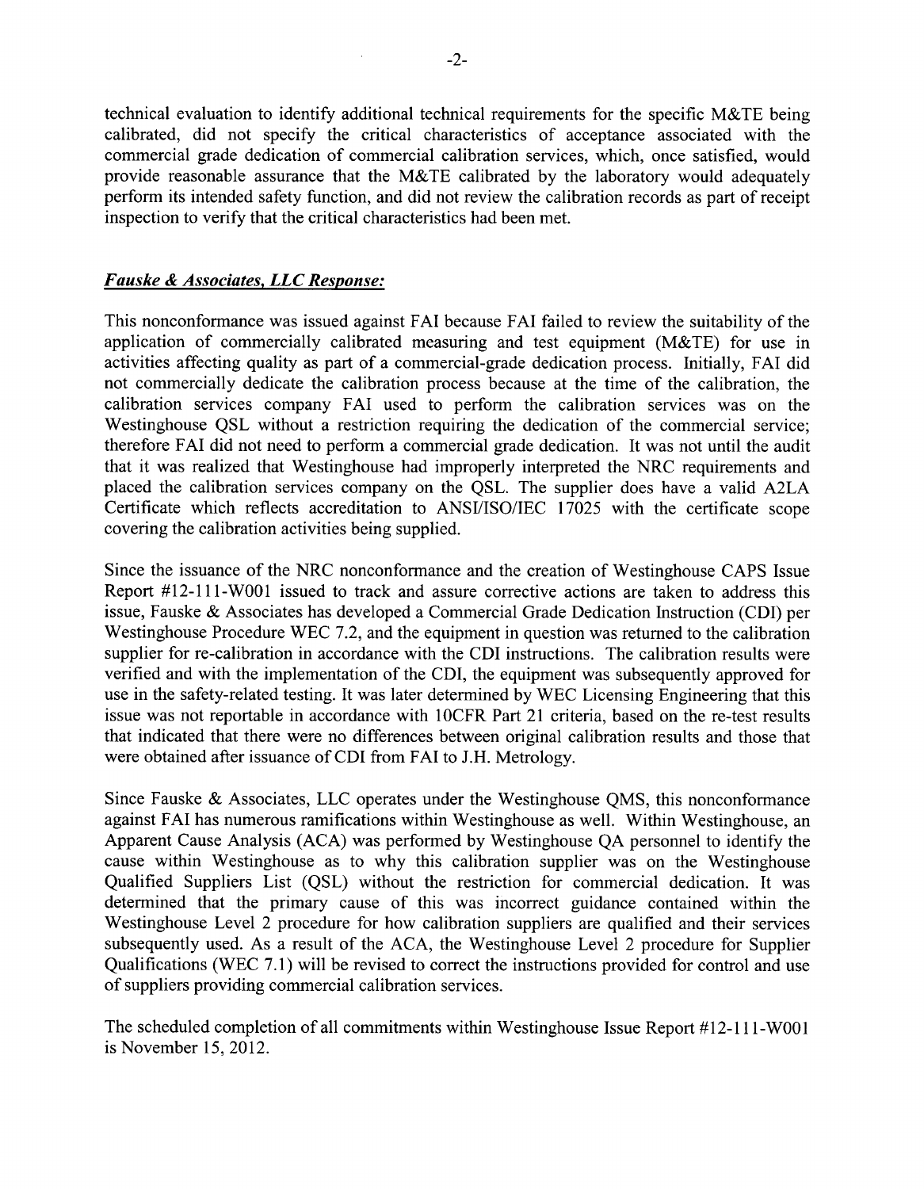technical evaluation to identify additional technical requirements for the specific M&TE being calibrated, did not specify the critical characteristics of acceptance associated with the commercial grade dedication of commercial calibration services, which, once satisfied, would provide reasonable assurance that the M&TE calibrated by the laboratory would adequately perform its intended safety function, and did not review the calibration records as part of receipt inspection to verify that the critical characteristics had been met.

***Fauske & Associates, LLC Response:***

This nonconformance was issued against FAI because FAI failed to review the suitability of the application of commercially calibrated measuring and test equipment (M&TE) for use in activities affecting quality as part of a commercial-grade dedication process. Initially, FAI did not commercially dedicate the calibration process because at the time of the calibration, the calibration services company FAI used to perform the calibration services was on the Westinghouse QSL without a restriction requiring the dedication of the commercial service; therefore FAI did not need to perform a commercial grade dedication. It was not until the audit that it was realized that Westinghouse had improperly interpreted the NRC requirements and placed the calibration services company on the QSL. The supplier does have a valid A2LA Certificate which reflects accreditation to ANSI/ISO/IEC 17025 with the certificate scope covering the calibration activities being supplied.

Since the issuance of the NRC nonconformance and the creation of Westinghouse CAPS Issue Report #12-111-W001 issued to track and assure corrective actions are taken to address this issue, Fauske & Associates has developed a Commercial Grade Dedication Instruction (CDI) per Westinghouse Procedure WEC 7.2, and the equipment in question was returned to the calibration supplier for re-calibration in accordance with the CDI instructions. The calibration results were verified and with the implementation of the CDI, the equipment was subsequently approved for use in the safety-related testing. It was later determined by WEC Licensing Engineering that this issue was not reportable in accordance with 10CFR Part 21 criteria, based on the re-test results that indicated that there were no differences between original calibration results and those that were obtained after issuance of CDI from FAI to J.H. Metrology.

Since Fauske & Associates, LLC operates under the Westinghouse QMS, this nonconformance against FAI has numerous ramifications within Westinghouse as well. Within Westinghouse, an Apparent Cause Analysis (ACA) was performed by Westinghouse QA personnel to identify the cause within Westinghouse as to why this calibration supplier was on the Westinghouse Qualified Suppliers List (QSL) without the restriction for commercial dedication. It was determined that the primary cause of this was incorrect guidance contained within the Westinghouse Level 2 procedure for how calibration suppliers are qualified and their services subsequently used. As a result of the ACA, the Westinghouse Level 2 procedure for Supplier Qualifications (WEC 7.1) will be revised to correct the instructions provided for control and use of suppliers providing commercial calibration services.

The scheduled completion of all commitments within Westinghouse Issue Report #12-111-W001 is November 15, 2012.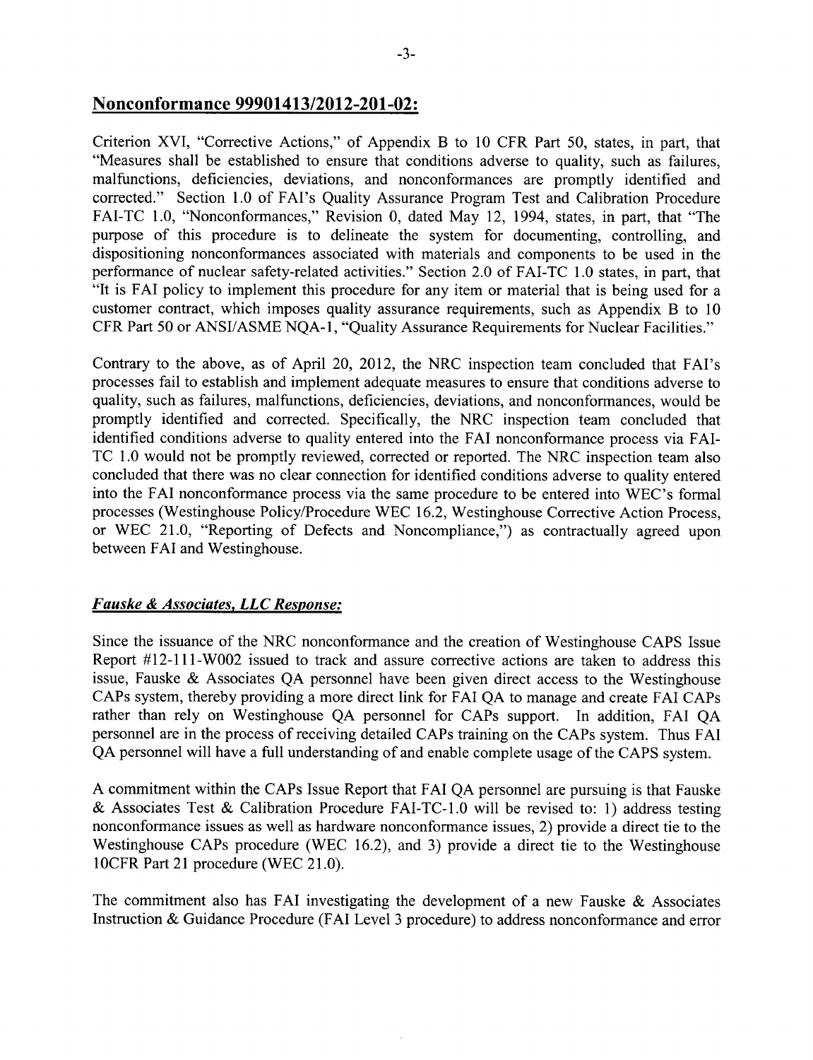## Nonconformance 99901413/2012-201-02:

Criterion XVI, "Corrective Actions," of Appendix B to 10 CFR Part 50, states, in part, that "Measures shall be established to ensure that conditions adverse to quality, such as failures, malfunctions, deficiencies, deviations, and nonconformances are promptly identified and corrected." Section 1.0 of FAI's Quality Assurance Program Test and Calibration Procedure FAI-TC 1.0, "Nonconformances," Revision 0, dated May 12, 1994, states, in part, that "The purpose of this procedure is to delineate the system for documenting, controlling, and dispositioning nonconformances associated with materials and components to be used in the performance of nuclear safety-related activities." Section 2.0 of FAI-TC 1.0 states, in part, that "It is FAI policy to implement this procedure for any item or material that is being used for a customer contract, which imposes quality assurance requirements, such as Appendix B to 10 CFR Part 50 or ANSI/ASME NQA-1, "Quality Assurance Requirements for Nuclear Facilities."

Contrary to the above, as of April 20, 2012, the NRC inspection team concluded that FAI's processes fail to establish and implement adequate measures to ensure that conditions adverse to quality, such as failures, malfunctions, deficiencies, deviations, and nonconformances, would be promptly identified and corrected. Specifically, the NRC inspection team concluded that identified conditions adverse to quality entered into the FAI nonconformance process via FAI-TC 1.0 would not be promptly reviewed, corrected or reported. The NRC inspection team also concluded that there was no clear connection for identified conditions adverse to quality entered into the FAI nonconformance process via the same procedure to be entered into WEC's formal processes (Westinghouse Policy/Procedure WEC 16.2, Westinghouse Corrective Action Process, or WEC 21.0, "Reporting of Defects and Noncompliance,") as contractually agreed upon between FAI and Westinghouse.

### *Fauske & Associates, LLC Response:*

Since the issuance of the NRC nonconformance and the creation of Westinghouse CAPS Issue Report #12-111-W002 issued to track and assure corrective actions are taken to address this issue, Fauske & Associates QA personnel have been given direct access to the Westinghouse CAPs system, thereby providing a more direct link for FAI QA to manage and create FAI CAPs rather than rely on Westinghouse QA personnel for CAPs support. In addition, FAI QA personnel are in the process of receiving detailed CAPs training on the CAPs system. Thus FAI QA personnel will have a full understanding of and enable complete usage of the CAPS system.

A commitment within the CAPs Issue Report that FAI QA personnel are pursuing is that Fauske & Associates Test & Calibration Procedure FAI-TC-1.0 will be revised to: 1) address testing nonconformance issues as well as hardware nonconformance issues, 2) provide a direct tie to the Westinghouse CAPs procedure (WEC 16.2), and 3) provide a direct tie to the Westinghouse 10CFR Part 21 procedure (WEC 21.0).

The commitment also has FAI investigating the development of a new Fauske & Associates Instruction & Guidance Procedure (FAI Level 3 procedure) to address nonconformance and error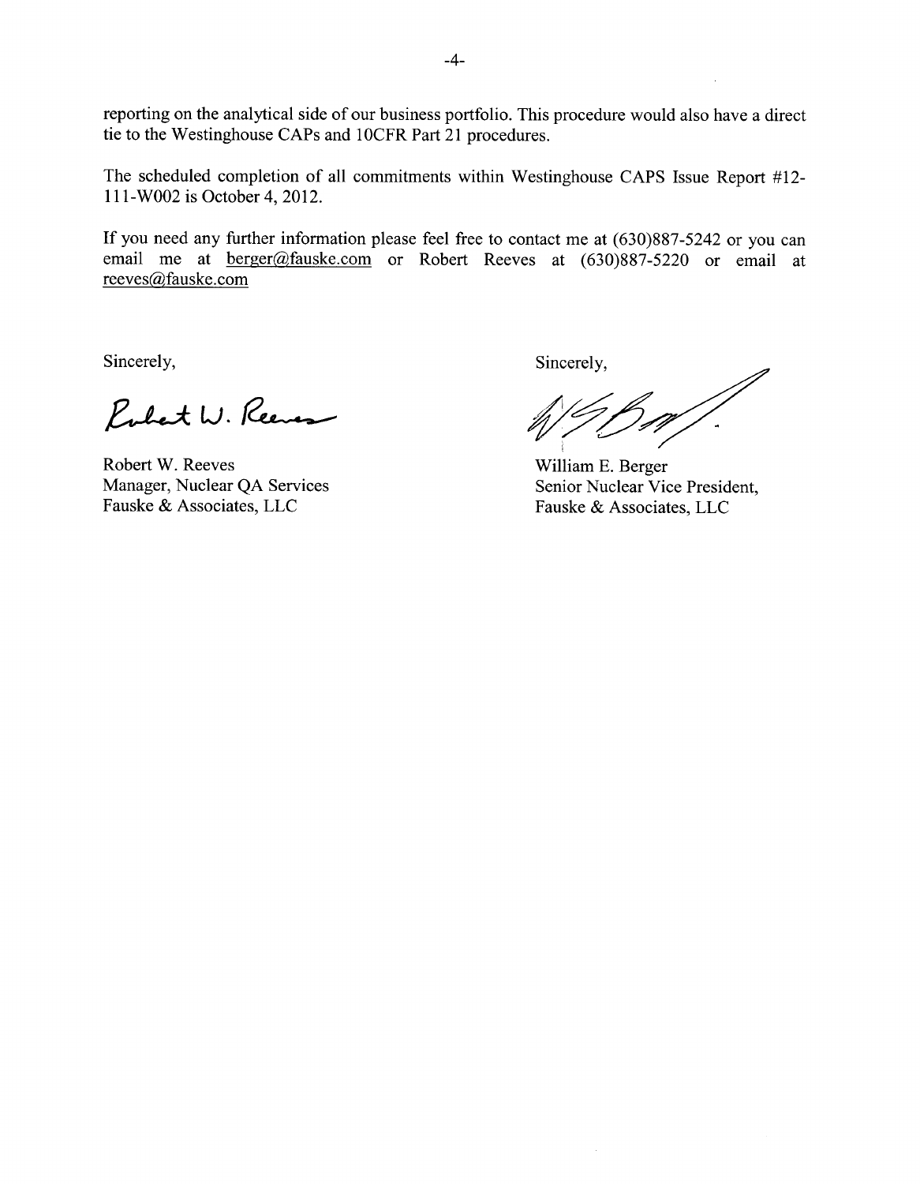reporting on the analytical side of our business portfolio. This procedure would also have a direct tie to the Westinghouse CAPs and 10CFR Part 21 procedures.

The scheduled completion of all commitments within Westinghouse CAPS Issue Report #12-111-W002 is October 4, 2012.

If you need any further information please feel free to contact me at (630)887-5242 or you can email me at berger@fauske.com or Robert Reeves at (630)887-5220 or email at reeves@fauske.com

Sincerely,

Robert W. Reeves
Manager, Nuclear QA Services
Fauske & Associates, LLC

Sincerely,

William E. Berger
Senior Nuclear Vice President,
Fauske & Associates, LLC